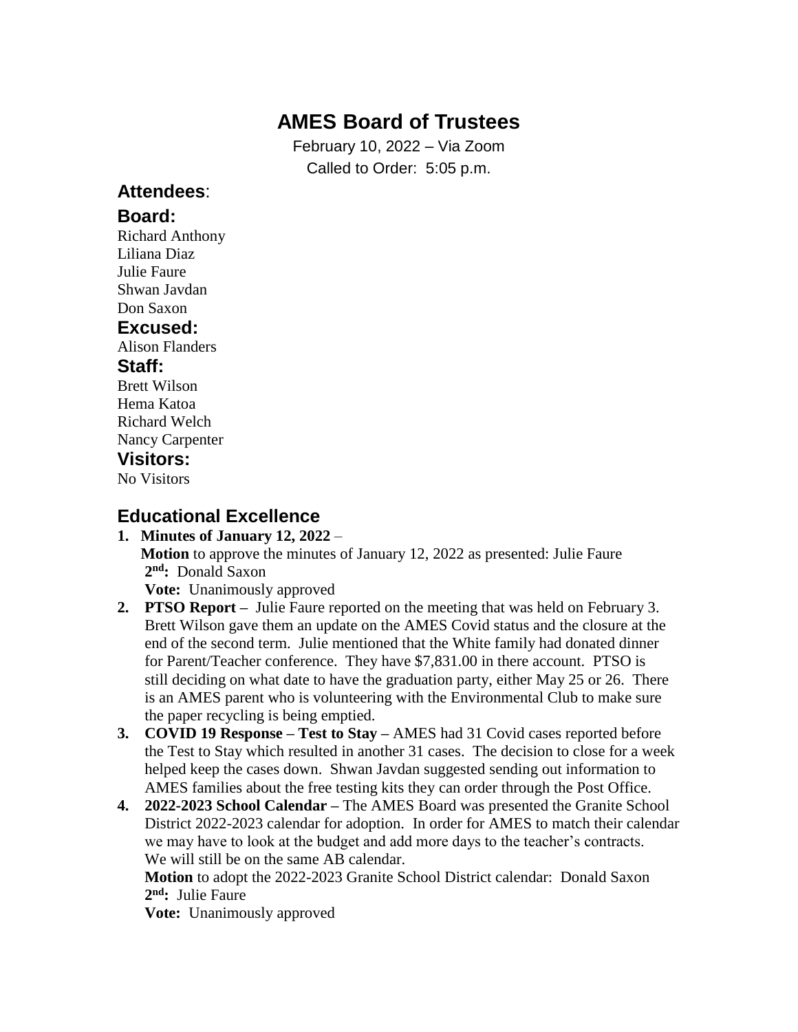# AMES Board of Trustees

February 10, 2022 – Via Zoom

Called to Order: 5:05 p.m.

## Attendees:

### Board:

Richard Anthony
Liliana Diaz
Julie Faure
Shwan Javdan
Don Saxon

### Excused:

Alison Flanders

### Staff:

Brett Wilson
Hema Katoa
Richard Welch
Nancy Carpenter

### Visitors:

No Visitors

## Educational Excellence

1. **Minutes of January 12, 2022** –
   **Motion** to approve the minutes of January 12, 2022 as presented: Julie Faure
   **2nd:** Donald Saxon
   **Vote:** Unanimously approved
2. **PTSO Report –** Julie Faure reported on the meeting that was held on February 3. Brett Wilson gave them an update on the AMES Covid status and the closure at the end of the second term. Julie mentioned that the White family had donated dinner for Parent/Teacher conference. They have $7,831.00 in there account. PTSO is still deciding on what date to have the graduation party, either May 25 or 26. There is an AMES parent who is volunteering with the Environmental Club to make sure the paper recycling is being emptied.
3. **COVID 19 Response – Test to Stay –** AMES had 31 Covid cases reported before the Test to Stay which resulted in another 31 cases. The decision to close for a week helped keep the cases down. Shwan Javdan suggested sending out information to AMES families about the free testing kits they can order through the Post Office.
4. **2022-2023 School Calendar –** The AMES Board was presented the Granite School District 2022-2023 calendar for adoption. In order for AMES to match their calendar we may have to look at the budget and add more days to the teacher's contracts. We will still be on the same AB calendar.
   **Motion** to adopt the 2022-2023 Granite School District calendar: Donald Saxon
   **2nd:** Julie Faure
   **Vote:** Unanimously approved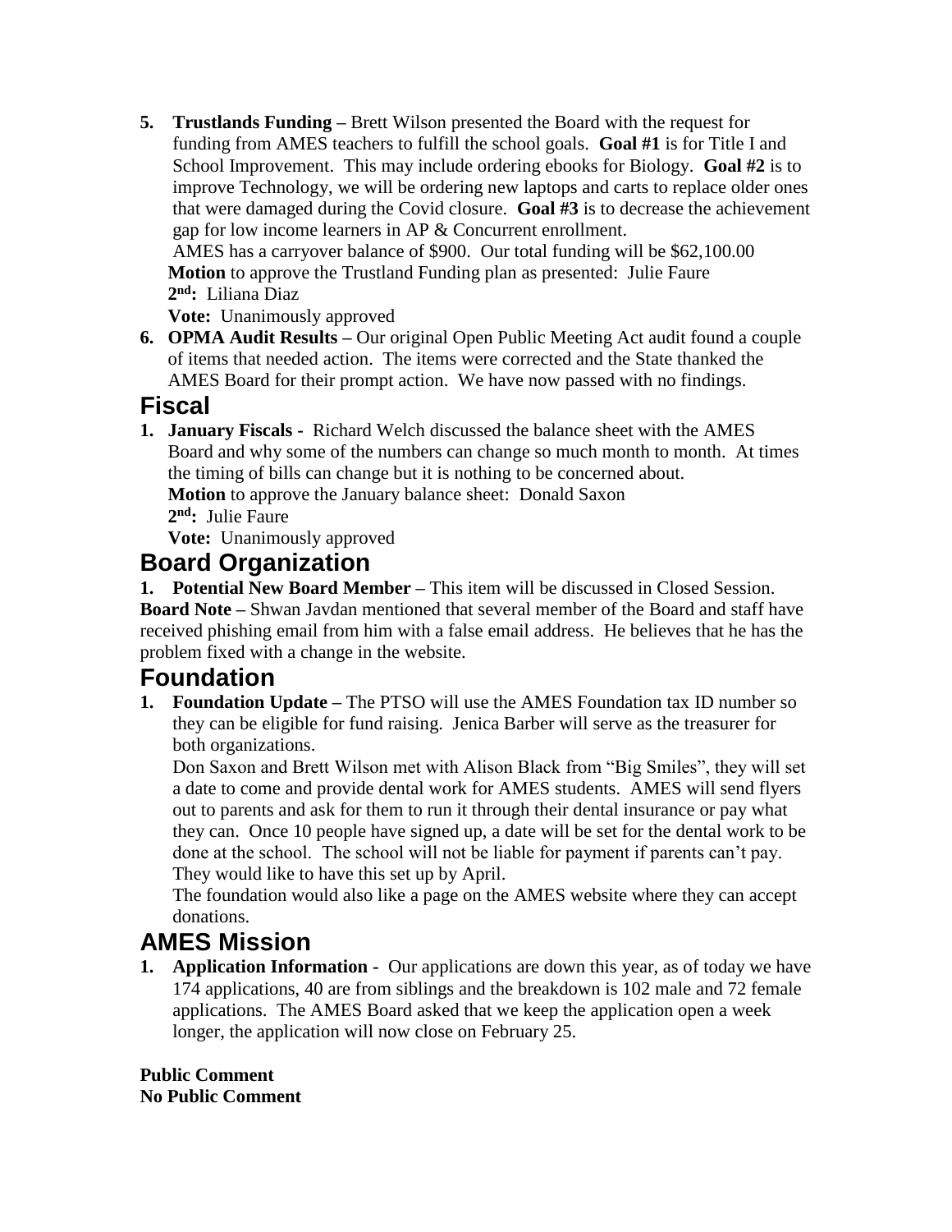5. **Trustlands Funding –** Brett Wilson presented the Board with the request for funding from AMES teachers to fulfill the school goals. **Goal #1** is for Title I and School Improvement. This may include ordering ebooks for Biology. **Goal #2** is to improve Technology, we will be ordering new laptops and carts to replace older ones that were damaged during the Covid closure. **Goal #3** is to decrease the achievement gap for low income learners in AP & Concurrent enrollment.
   AMES has a carryover balance of $900. Our total funding will be $62,100.00
   **Motion** to approve the Trustland Funding plan as presented: Julie Faure
   **2nd:** Liliana Diaz
   **Vote:** Unanimously approved
6. **OPMA Audit Results –** Our original Open Public Meeting Act audit found a couple of items that needed action. The items were corrected and the State thanked the AMES Board for their prompt action. We have now passed with no findings.

## Fiscal

1. **January Fiscals -** Richard Welch discussed the balance sheet with the AMES Board and why some of the numbers can change so much month to month. At times the timing of bills can change but it is nothing to be concerned about.
   **Motion** to approve the January balance sheet: Donald Saxon
   **2nd:** Julie Faure
   **Vote:** Unanimously approved

## Board Organization

1. **Potential New Board Member –** This item will be discussed in Closed Session.

**Board Note –** Shwan Javdan mentioned that several member of the Board and staff have received phishing email from him with a false email address. He believes that he has the problem fixed with a change in the website.

## Foundation

1. **Foundation Update –** The PTSO will use the AMES Foundation tax ID number so they can be eligible for fund raising. Jenica Barber will serve as the treasurer for both organizations.
   Don Saxon and Brett Wilson met with Alison Black from "Big Smiles", they will set a date to come and provide dental work for AMES students. AMES will send flyers out to parents and ask for them to run it through their dental insurance or pay what they can. Once 10 people have signed up, a date will be set for the dental work to be done at the school. The school will not be liable for payment if parents can't pay. They would like to have this set up by April.
   The foundation would also like a page on the AMES website where they can accept donations.

## AMES Mission

1. **Application Information -** Our applications are down this year, as of today we have 174 applications, 40 are from siblings and the breakdown is 102 male and 72 female applications. The AMES Board asked that we keep the application open a week longer, the application will now close on February 25.

**Public Comment**
**No Public Comment**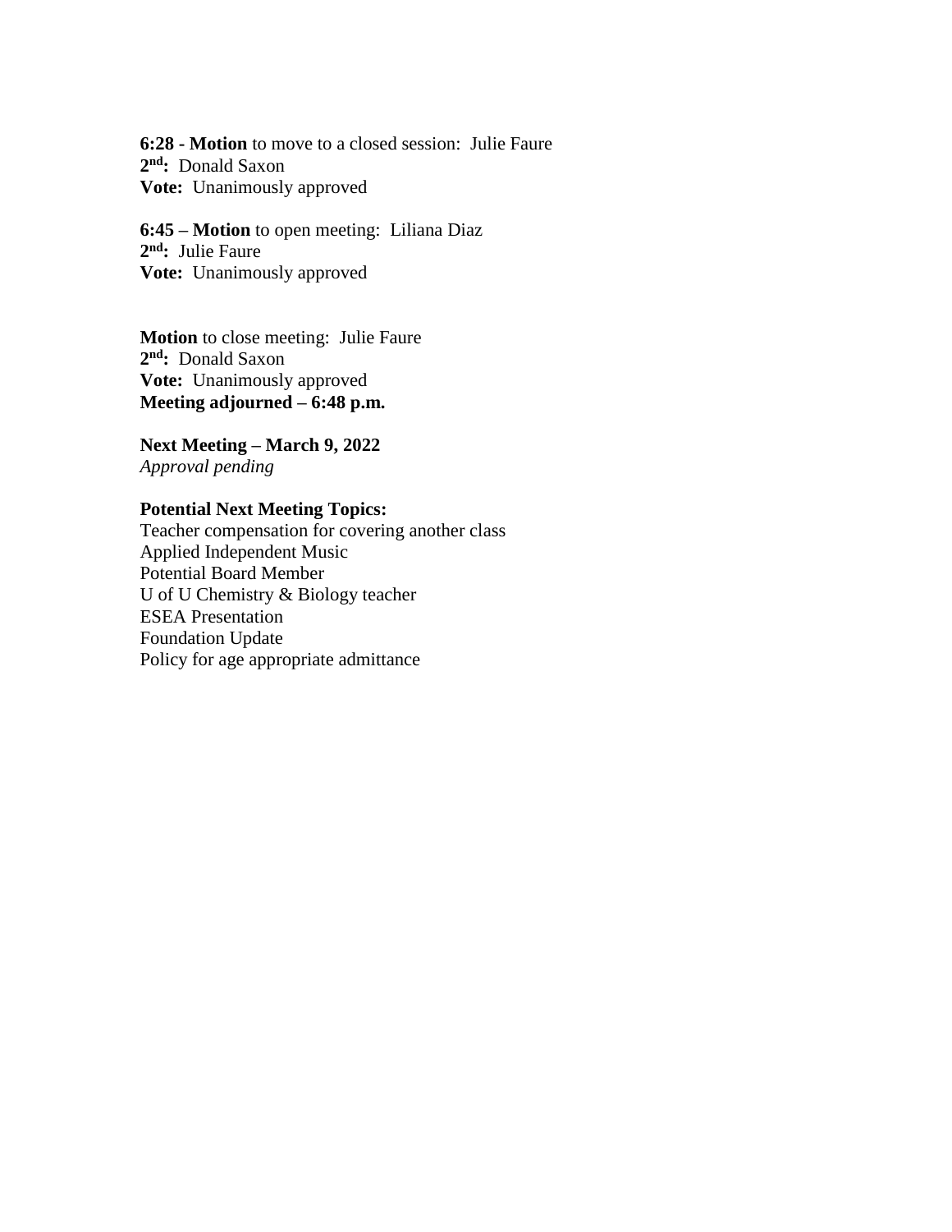**6:28 - Motion** to move to a closed session: Julie Faure
**2nd:** Donald Saxon
**Vote:** Unanimously approved

**6:45 – Motion** to open meeting: Liliana Diaz
**2nd:** Julie Faure
**Vote:** Unanimously approved

**Motion** to close meeting: Julie Faure
**2nd:** Donald Saxon
**Vote:** Unanimously approved
**Meeting adjourned – 6:48 p.m.**

**Next Meeting – March 9, 2022**
*Approval pending*

**Potential Next Meeting Topics:**
Teacher compensation for covering another class
Applied Independent Music
Potential Board Member
U of U Chemistry & Biology teacher
ESEA Presentation
Foundation Update
Policy for age appropriate admittance